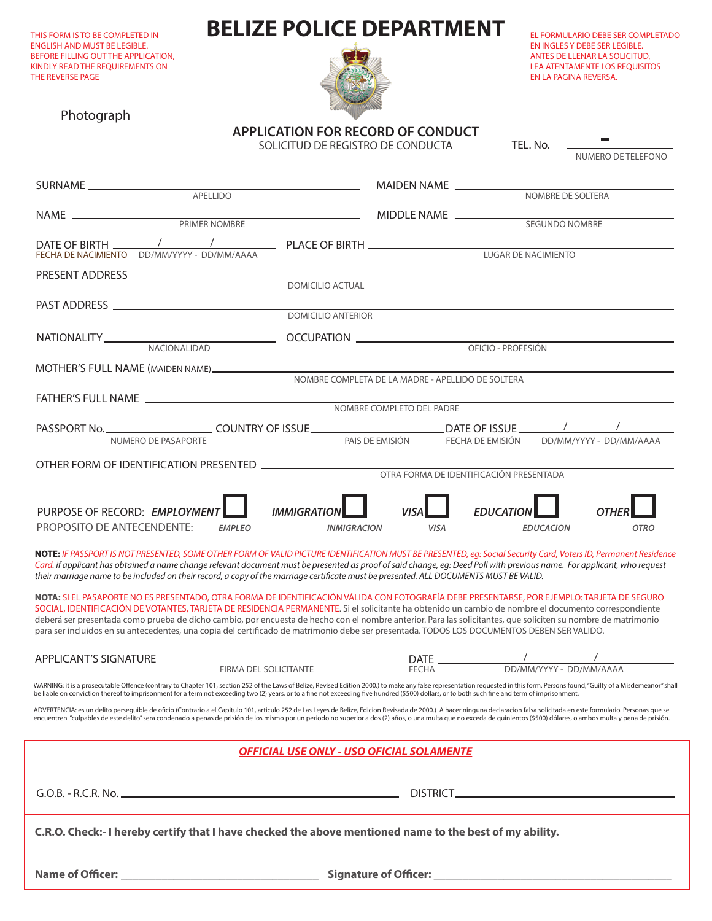THIS FORM IS TO BE COMPLETED IN ENGLISH AND MUST BE LEGIBLE. BEFORE FILLING OUT THE APPLICATION, KINDLY READ THE REQUIREMENTS ON THE REVERSE PAGE

# BELIZE POLICE DEPARTMENT

EL FORMULARIO DEBE SER COMPLETADO EN INGLES Y DEBE SER LEGIBLE. ANTES DE LLENAR LA SOLICITUD, LEA ATENTAMENTE LOS REQUISITOS EN LA PAGINA REVERSA.

Photograph

## APPLICATION FOR RECORD OF CONDUCT

SOLICITUD DE REGISTRO DE CONDUCTA

TEL. No. ________ - ________
NUMERO DE TELEFONO

SURNAME ______________________ (APELLIDO)    MAIDEN NAME ______________________ (NOMBRE DE SOLTERA)

NAME ______________________ (PRIMER NOMBRE)    MIDDLE NAME ______________________ (SEGUNDO NOMBRE)

DATE OF BIRTH ____ / ____ / ____
FECHA DE NACIMIENTO DD/MM/YYYY - DD/MM/AAAA    PLACE OF BIRTH ______________________ (LUGAR DE NACIMIENTO)

PRESENT ADDRESS ______________________ (DOMICILIO ACTUAL)

PAST ADDRESS ______________________ (DOMICILIO ANTERIOR)

NATIONALITY ______________________ (NACIONALIDAD)    OCCUPATION ______________________ (OFICIO - PROFESIÓN)

MOTHER'S FULL NAME (MAIDEN NAME) ______________________ (NOMBRE COMPLETA DE LA MADRE - APELLIDO DE SOLTERA)

FATHER'S FULL NAME ______________________ (NOMBRE COMPLETO DEL PADRE)

PASSPORT No. ____________ (NUMERO DE PASAPORTE)    COUNTRY OF ISSUE ____________ (PAIS DE EMISIÓN)    DATE OF ISSUE ____ / ____ / ____ (FECHA DE EMISIÓN DD/MM/YYYY - DD/MM/AAAA)

OTHER FORM OF IDENTIFICATION PRESENTED ______________________ (OTRA FORMA DE IDENTIFICACIÓN PRESENTADA)

PURPOSE OF RECORD: ***EMPLOYMENT*** ☐ ***IMMIGRATION*** ☐ ***VISA*** ☐ ***EDUCATION*** ☐ ***OTHER*** ☐
PROPOSITO DE ANTECENDENTE: *EMPLEO* *INMIGRACION* *VISA* *EDUCACION* *OTRO*

**NOTE:** *IF PASSPORT IS NOT PRESENTED, SOME OTHER FORM OF VALID PICTURE IDENTIFICATION MUST BE PRESENTED, eg: Social Security Card, Voters ID, Permanent Residence Card. if applicant has obtained a name change relevant document must be presented as proof of said change, eg: Deed Poll with previous name. For applicant, who request their marriage name to be included on their record, a copy of the marriage certificate must be presented. ALL DOCUMENTS MUST BE VALID.*

**NOTA:** SI EL PASAPORTE NO ES PRESENTADO, OTRA FORMA DE IDENTIFICACIÓN VÁLIDA CON FOTOGRAFÍA DEBE PRESENTARSE, POR EJEMPLO: TARJETA DE SEGURO SOCIAL, IDENTIFICACIÓN DE VOTANTES, TARJETA DE RESIDENCIA PERMANENTE. Si el solicitante ha obtenido un cambio de nombre el documento correspondiente deberá ser presentada como prueba de dicho cambio, por encuesta de hecho con el nombre anterior. Para las solicitantes, que soliciten su nombre de matrimonio para ser incluidos en su antecedentes, una copia del certificado de matrimonio debe ser presentada. TODOS LOS DOCUMENTOS DEBEN SER VALIDO.

APPLICANT'S SIGNATURE ______________________ (FIRMA DEL SOLICITANTE)    DATE ____ / ____ / ____ (FECHA DD/MM/YYYY - DD/MM/AAAA)

WARNING: it is a prosecutable Offence (contrary to Chapter 101, section 252 of the Laws of Belize, Revised Edition 2000.) to make any false representation requested in this form. Persons found, "Guilty of a Misdemeanor" shall be liable on conviction thereof to imprisonment for a term not exceeding two (2) years, or to a fine not exceeding five hundred ($500) dollars, or to both such fine and term of imprisonment.

ADVERTENCIA: es un delito perseguible de oficio (Contrario a el Capitulo 101, articulo 252 de Las Leyes de Belize, Edicion Revisada de 2000.) A hacer ninguna declaracion falsa solicitada en este formulario. Personas que se encuentren "culpables de este delito" sera condenado a penas de prisión de los mismo por un periodo no superior a dos (2) años, o una multa que no exceda de quinientos ($500) dólares, o ambos multa y pena de prisión.

***OFFICIAL USE ONLY - USO OFICIAL SOLAMENTE***

G.O.B. - R.C.R. No. ______________________    DISTRICT ______________________

**C.R.O. Check:- I hereby certify that I have checked the above mentioned name to the best of my ability.**

**Name of Officer:** ______________________    **Signature of Officer:** ______________________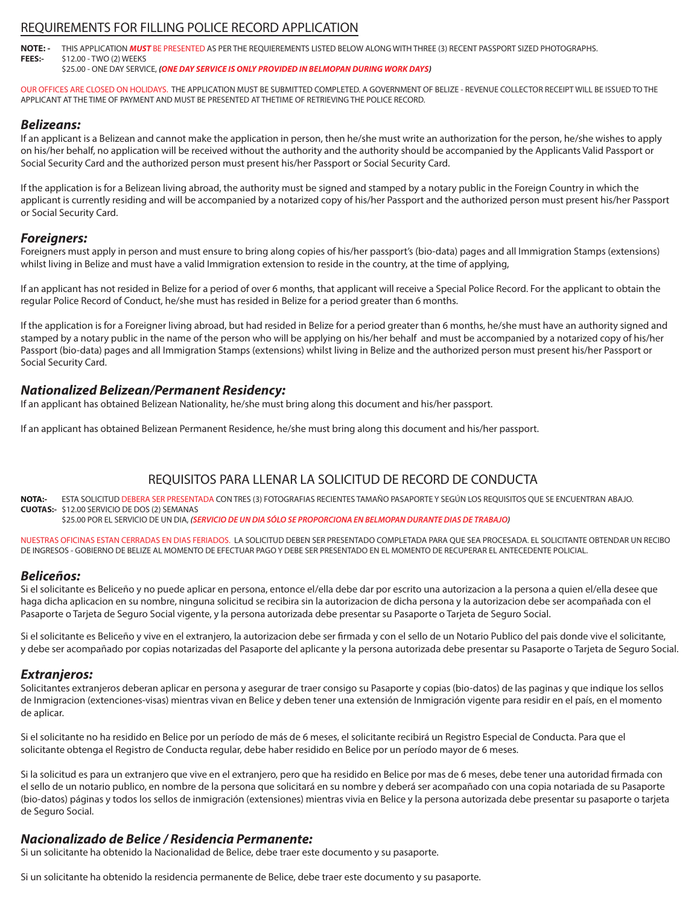## REQUIREMENTS FOR FILLING POLICE RECORD APPLICATION

**NOTE: -** THIS APPLICATION ***MUST*** BE PRESENTED AS PER THE REQUIEREMENTS LISTED BELOW ALONG WITH THREE (3) RECENT PASSPORT SIZED PHOTOGRAPHS.
**FEES:-** $12.00 - TWO (2) WEEKS
$25.00 - ONE DAY SERVICE, ***(ONE DAY SERVICE IS ONLY PROVIDED IN BELMOPAN DURING WORK DAYS)***

OUR OFFICES ARE CLOSED ON HOLIDAYS. THE APPLICATION MUST BE SUBMITTED COMPLETED. A GOVERNMENT OF BELIZE - REVENUE COLLECTOR RECEIPT WILL BE ISSUED TO THE APPLICANT AT THE TIME OF PAYMENT AND MUST BE PRESENTED AT THETIME OF RETRIEVING THE POLICE RECORD.

### *Belizeans:*

If an applicant is a Belizean and cannot make the application in person, then he/she must write an authorization for the person, he/she wishes to apply on his/her behalf, no application will be received without the authority and the authority should be accompanied by the Applicants Valid Passport or Social Security Card and the authorized person must present his/her Passport or Social Security Card.

If the application is for a Belizean living abroad, the authority must be signed and stamped by a notary public in the Foreign Country in which the applicant is currently residing and will be accompanied by a notarized copy of his/her Passport and the authorized person must present his/her Passport or Social Security Card.

### *Foreigners:*

Foreigners must apply in person and must ensure to bring along copies of his/her passport's (bio-data) pages and all Immigration Stamps (extensions) whilst living in Belize and must have a valid Immigration extension to reside in the country, at the time of applying,

If an applicant has not resided in Belize for a period of over 6 months, that applicant will receive a Special Police Record. For the applicant to obtain the regular Police Record of Conduct, he/she must has resided in Belize for a period greater than 6 months.

If the application is for a Foreigner living abroad, but had resided in Belize for a period greater than 6 months, he/she must have an authority signed and stamped by a notary public in the name of the person who will be applying on his/her behalf and must be accompanied by a notarized copy of his/her Passport (bio-data) pages and all Immigration Stamps (extensions) whilst living in Belize and the authorized person must present his/her Passport or Social Security Card.

### *Nationalized Belizean/Permanent Residency:*

If an applicant has obtained Belizean Nationality, he/she must bring along this document and his/her passport.

If an applicant has obtained Belizean Permanent Residence, he/she must bring along this document and his/her passport.

## REQUISITOS PARA LLENAR LA SOLICITUD DE RECORD DE CONDUCTA

**NOTA:-** ESTA SOLICITUD DEBERA SER PRESENTADA CON TRES (3) FOTOGRAFIAS RECIENTES TAMAÑO PASAPORTE Y SEGÚN LOS REQUISITOS QUE SE ENCUENTRAN ABAJO.
**CUOTAS:-** $12.00 SERVICIO DE DOS (2) SEMANAS
$25.00 POR EL SERVICIO DE UN DIA, ***(SERVICIO DE UN DIA SÓLO SE PROPORCIONA EN BELMOPAN DURANTE DIAS DE TRABAJO)***

NUESTRAS OFICINAS ESTAN CERRADAS EN DIAS FERIADOS. LA SOLICITUD DEBEN SER PRESENTADO COMPLETADA PARA QUE SEA PROCESADA. EL SOLICITANTE OBTENDAR UN RECIBO DE INGRESOS - GOBIERNO DE BELIZE AL MOMENTO DE EFECTUAR PAGO Y DEBE SER PRESENTADO EN EL MOMENTO DE RECUPERAR EL ANTECEDENTE POLICIAL.

### *Beliceños:*

Si el solicitante es Beliceño y no puede aplicar en persona, entonce el/ella debe dar por escrito una autorizacion a la persona a quien el/ella desee que haga dicha aplicacion en su nombre, ninguna solicitud se recibira sin la autorizacion de dicha persona y la autorizacion debe ser acompañada con el Pasaporte o Tarjeta de Seguro Social vigente, y la persona autorizada debe presentar su Pasaporte o Tarjeta de Seguro Social.

Si el solicitante es Beliceño y vive en el extranjero, la autorizacion debe ser firmada y con el sello de un Notario Publico del pais donde vive el solicitante, y debe ser acompañado por copias notarizadas del Pasaporte del aplicante y la persona autorizada debe presentar su Pasaporte o Tarjeta de Seguro Social.

### *Extranjeros:*

Solicitantes extranjeros deberan aplicar en persona y asegurar de traer consigo su Pasaporte y copias (bio-datos) de las paginas y que indique los sellos de Inmigracion (extenciones-visas) mientras vivan en Belice y deben tener una extensión de Inmigración vigente para residir en el país, en el momento de aplicar.

Si el solicitante no ha residido en Belice por un período de más de 6 meses, el solicitante recibirá un Registro Especial de Conducta. Para que el solicitante obtenga el Registro de Conducta regular, debe haber residido en Belice por un período mayor de 6 meses.

Si la solicitud es para un extranjero que vive en el extranjero, pero que ha residido en Belice por mas de 6 meses, debe tener una autoridad firmada con el sello de un notario publico, en nombre de la persona que solicitará en su nombre y deberá ser acompañado con una copia notariada de su Pasaporte (bio-datos) páginas y todos los sellos de inmigración (extensiones) mientras vivia en Belice y la persona autorizada debe presentar su pasaporte o tarjeta de Seguro Social.

### *Nacionalizado de Belice / Residencia Permanente:*

Si un solicitante ha obtenido la Nacionalidad de Belice, debe traer este documento y su pasaporte.

Si un solicitante ha obtenido la residencia permanente de Belice, debe traer este documento y su pasaporte.